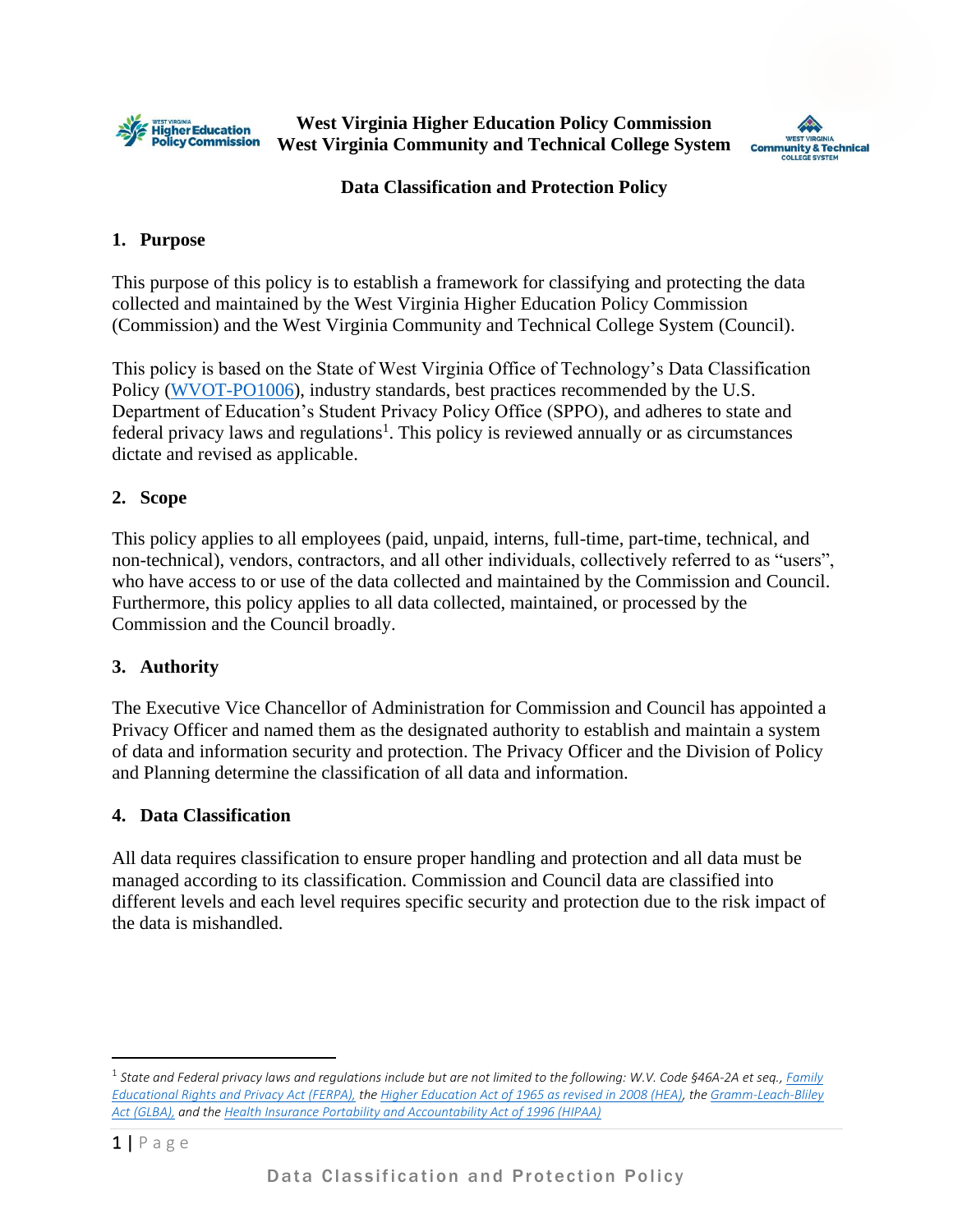**West Virginia Higher Education Policy Commission**
**West Virginia Community and Technical College System**

# Data Classification and Protection Policy

## 1. Purpose

This purpose of this policy is to establish a framework for classifying and protecting the data collected and maintained by the West Virginia Higher Education Policy Commission (Commission) and the West Virginia Community and Technical College System (Council).

This policy is based on the State of West Virginia Office of Technology's Data Classification Policy (WVOT-PO1006), industry standards, best practices recommended by the U.S. Department of Education's Student Privacy Policy Office (SPPO), and adheres to state and federal privacy laws and regulations[1]. This policy is reviewed annually or as circumstances dictate and revised as applicable.

## 2. Scope

This policy applies to all employees (paid, unpaid, interns, full-time, part-time, technical, and non-technical), vendors, contractors, and all other individuals, collectively referred to as "users", who have access to or use of the data collected and maintained by the Commission and Council. Furthermore, this policy applies to all data collected, maintained, or processed by the Commission and the Council broadly.

## 3. Authority

The Executive Vice Chancellor of Administration for Commission and Council has appointed a Privacy Officer and named them as the designated authority to establish and maintain a system of data and information security and protection. The Privacy Officer and the Division of Policy and Planning determine the classification of all data and information.

## 4. Data Classification

All data requires classification to ensure proper handling and protection and all data must be managed according to its classification. Commission and Council data are classified into different levels and each level requires specific security and protection due to the risk impact of the data is mishandled.

---

[1] *State and Federal privacy laws and regulations include but are not limited to the following: W.V. Code §46A-2A et seq., Family Educational Rights and Privacy Act (FERPA), the Higher Education Act of 1965 as revised in 2008 (HEA), the Gramm-Leach-Bliley Act (GLBA), and the Health Insurance Portability and Accountability Act of 1996 (HIPAA)*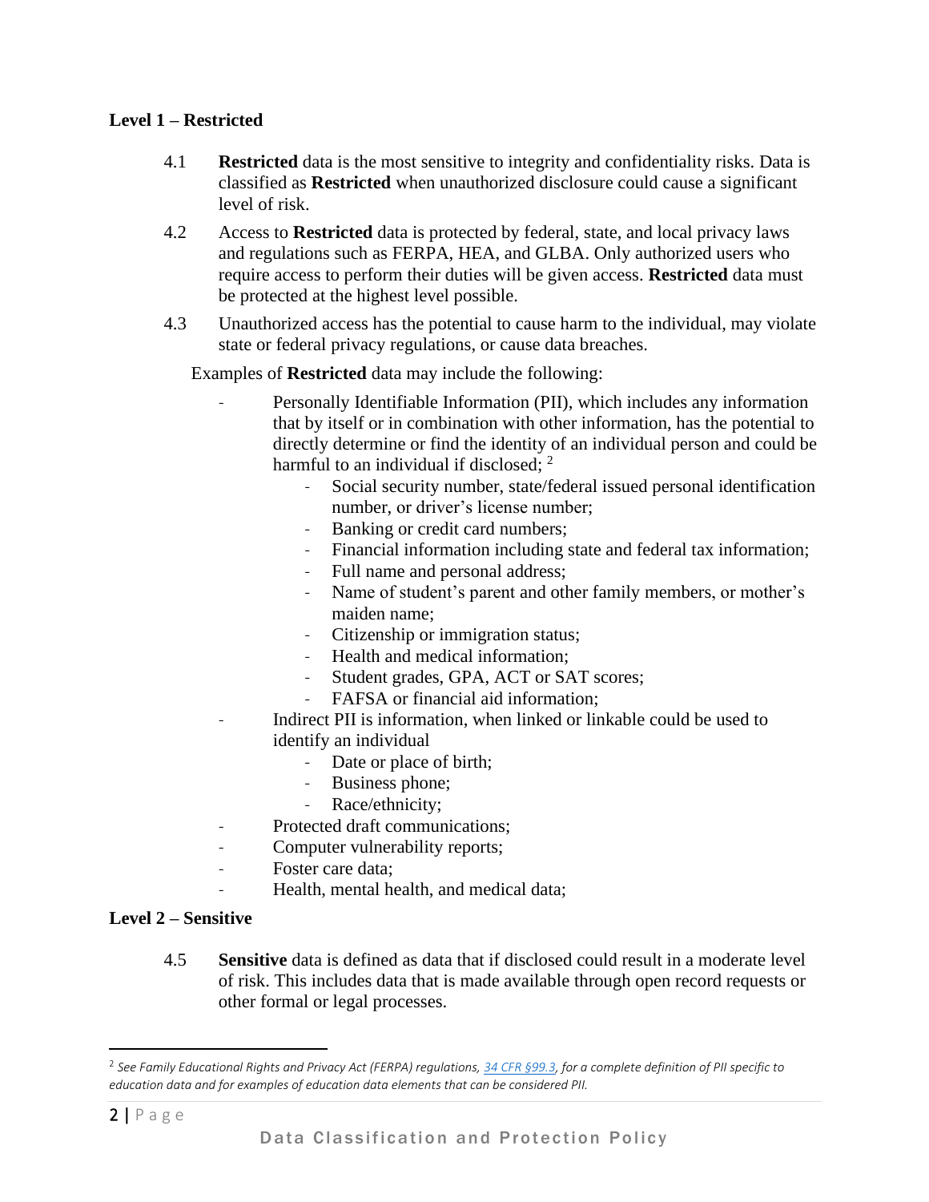### Level 1 – Restricted

4.1 **Restricted** data is the most sensitive to integrity and confidentiality risks. Data is classified as **Restricted** when unauthorized disclosure could cause a significant level of risk.

4.2 Access to **Restricted** data is protected by federal, state, and local privacy laws and regulations such as FERPA, HEA, and GLBA. Only authorized users who require access to perform their duties will be given access. **Restricted** data must be protected at the highest level possible.

4.3 Unauthorized access has the potential to cause harm to the individual, may violate state or federal privacy regulations, or cause data breaches.

Examples of **Restricted** data may include the following:

- Personally Identifiable Information (PII), which includes any information that by itself or in combination with other information, has the potential to directly determine or find the identity of an individual person and could be harmful to an individual if disclosed; [2]
    - Social security number, state/federal issued personal identification number, or driver's license number;
    - Banking or credit card numbers;
    - Financial information including state and federal tax information;
    - Full name and personal address;
    - Name of student's parent and other family members, or mother's maiden name;
    - Citizenship or immigration status;
    - Health and medical information;
    - Student grades, GPA, ACT or SAT scores;
    - FAFSA or financial aid information;
- Indirect PII is information, when linked or linkable could be used to identify an individual
    - Date or place of birth;
    - Business phone;
    - Race/ethnicity;
- Protected draft communications;
- Computer vulnerability reports;
- Foster care data;
- Health, mental health, and medical data;

### Level 2 – Sensitive

4.5 **Sensitive** data is defined as data that if disclosed could result in a moderate level of risk. This includes data that is made available through open record requests or other formal or legal processes.

---

[2] *See Family Educational Rights and Privacy Act (FERPA) regulations, 34 CFR §99.3, for a complete definition of PII specific to education data and for examples of education data elements that can be considered PII.*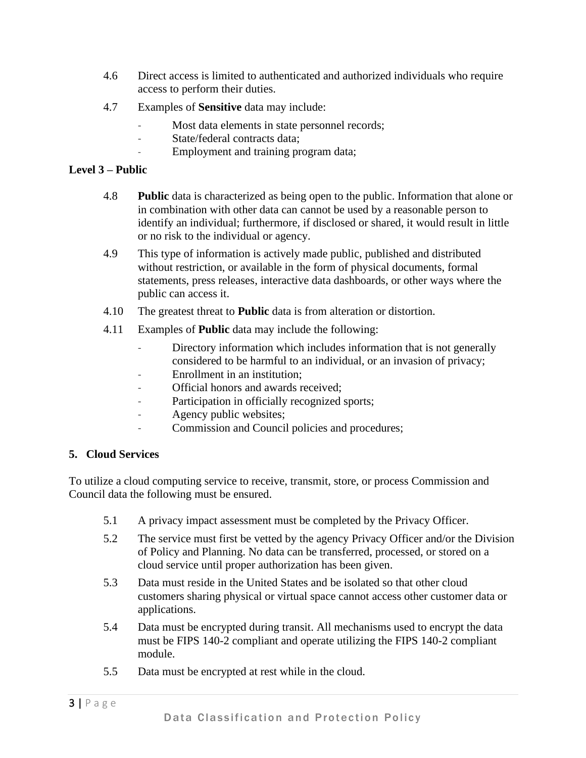4.6 Direct access is limited to authenticated and authorized individuals who require access to perform their duties.

4.7 Examples of **Sensitive** data may include:

- Most data elements in state personnel records;
- State/federal contracts data;
- Employment and training program data;

**Level 3 – Public**

4.8 **Public** data is characterized as being open to the public. Information that alone or in combination with other data can cannot be used by a reasonable person to identify an individual; furthermore, if disclosed or shared, it would result in little or no risk to the individual or agency.

4.9 This type of information is actively made public, published and distributed without restriction, or available in the form of physical documents, formal statements, press releases, interactive data dashboards, or other ways where the public can access it.

4.10 The greatest threat to **Public** data is from alteration or distortion.

4.11 Examples of **Public** data may include the following:

- Directory information which includes information that is not generally considered to be harmful to an individual, or an invasion of privacy;
- Enrollment in an institution;
- Official honors and awards received;
- Participation in officially recognized sports;
- Agency public websites;
- Commission and Council policies and procedures;

## 5. Cloud Services

To utilize a cloud computing service to receive, transmit, store, or process Commission and Council data the following must be ensured.

5.1 A privacy impact assessment must be completed by the Privacy Officer.

5.2 The service must first be vetted by the agency Privacy Officer and/or the Division of Policy and Planning. No data can be transferred, processed, or stored on a cloud service until proper authorization has been given.

5.3 Data must reside in the United States and be isolated so that other cloud customers sharing physical or virtual space cannot access other customer data or applications.

5.4 Data must be encrypted during transit. All mechanisms used to encrypt the data must be FIPS 140-2 compliant and operate utilizing the FIPS 140-2 compliant module.

5.5 Data must be encrypted at rest while in the cloud.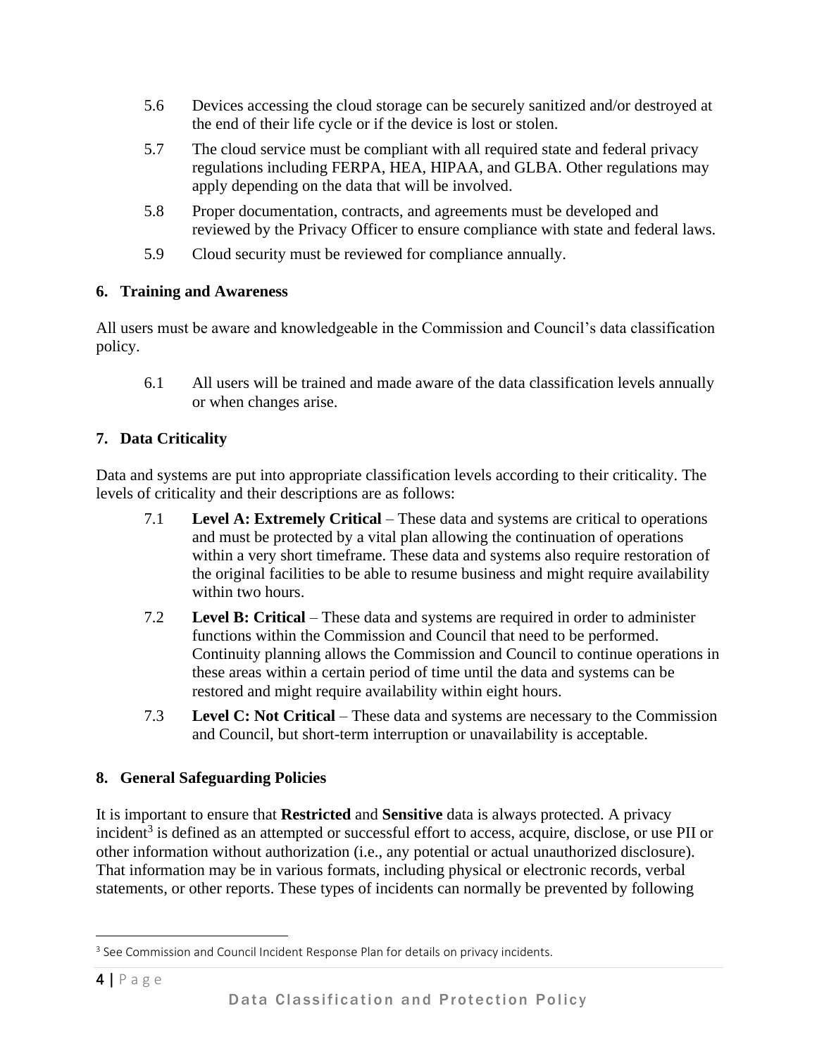5.6 Devices accessing the cloud storage can be securely sanitized and/or destroyed at the end of their life cycle or if the device is lost or stolen.

5.7 The cloud service must be compliant with all required state and federal privacy regulations including FERPA, HEA, HIPAA, and GLBA. Other regulations may apply depending on the data that will be involved.

5.8 Proper documentation, contracts, and agreements must be developed and reviewed by the Privacy Officer to ensure compliance with state and federal laws.

5.9 Cloud security must be reviewed for compliance annually.

## 6. Training and Awareness

All users must be aware and knowledgeable in the Commission and Council's data classification policy.

6.1 All users will be trained and made aware of the data classification levels annually or when changes arise.

## 7. Data Criticality

Data and systems are put into appropriate classification levels according to their criticality. The levels of criticality and their descriptions are as follows:

7.1 **Level A: Extremely Critical** – These data and systems are critical to operations and must be protected by a vital plan allowing the continuation of operations within a very short timeframe. These data and systems also require restoration of the original facilities to be able to resume business and might require availability within two hours.

7.2 **Level B: Critical** – These data and systems are required in order to administer functions within the Commission and Council that need to be performed. Continuity planning allows the Commission and Council to continue operations in these areas within a certain period of time until the data and systems can be restored and might require availability within eight hours.

7.3 **Level C: Not Critical** – These data and systems are necessary to the Commission and Council, but short-term interruption or unavailability is acceptable.

## 8. General Safeguarding Policies

It is important to ensure that **Restricted** and **Sensitive** data is always protected. A privacy incident[3] is defined as an attempted or successful effort to access, acquire, disclose, or use PII or other information without authorization (i.e., any potential or actual unauthorized disclosure). That information may be in various formats, including physical or electronic records, verbal statements, or other reports. These types of incidents can normally be prevented by following

[3] See Commission and Council Incident Response Plan for details on privacy incidents.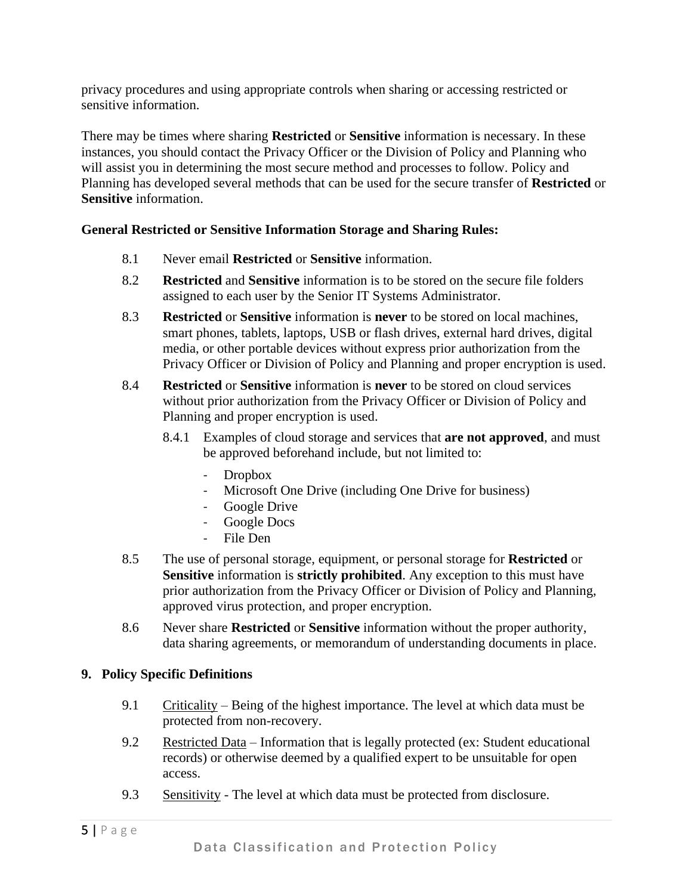privacy procedures and using appropriate controls when sharing or accessing restricted or sensitive information.

There may be times where sharing **Restricted** or **Sensitive** information is necessary. In these instances, you should contact the Privacy Officer or the Division of Policy and Planning who will assist you in determining the most secure method and processes to follow. Policy and Planning has developed several methods that can be used for the secure transfer of **Restricted** or **Sensitive** information.

**General Restricted or Sensitive Information Storage and Sharing Rules:**

8.1 Never email **Restricted** or **Sensitive** information.

8.2 **Restricted** and **Sensitive** information is to be stored on the secure file folders assigned to each user by the Senior IT Systems Administrator.

8.3 **Restricted** or **Sensitive** information is **never** to be stored on local machines, smart phones, tablets, laptops, USB or flash drives, external hard drives, digital media, or other portable devices without express prior authorization from the Privacy Officer or Division of Policy and Planning and proper encryption is used.

8.4 **Restricted** or **Sensitive** information is **never** to be stored on cloud services without prior authorization from the Privacy Officer or Division of Policy and Planning and proper encryption is used.

8.4.1 Examples of cloud storage and services that **are not approved**, and must be approved beforehand include, but not limited to:

- Dropbox
- Microsoft One Drive (including One Drive for business)
- Google Drive
- Google Docs
- File Den

8.5 The use of personal storage, equipment, or personal storage for **Restricted** or **Sensitive** information is **strictly prohibited**. Any exception to this must have prior authorization from the Privacy Officer or Division of Policy and Planning, approved virus protection, and proper encryption.

8.6 Never share **Restricted** or **Sensitive** information without the proper authority, data sharing agreements, or memorandum of understanding documents in place.

## 9. Policy Specific Definitions

9.1 Criticality – Being of the highest importance. The level at which data must be protected from non-recovery.

9.2 Restricted Data – Information that is legally protected (ex: Student educational records) or otherwise deemed by a qualified expert to be unsuitable for open access.

9.3 Sensitivity - The level at which data must be protected from disclosure.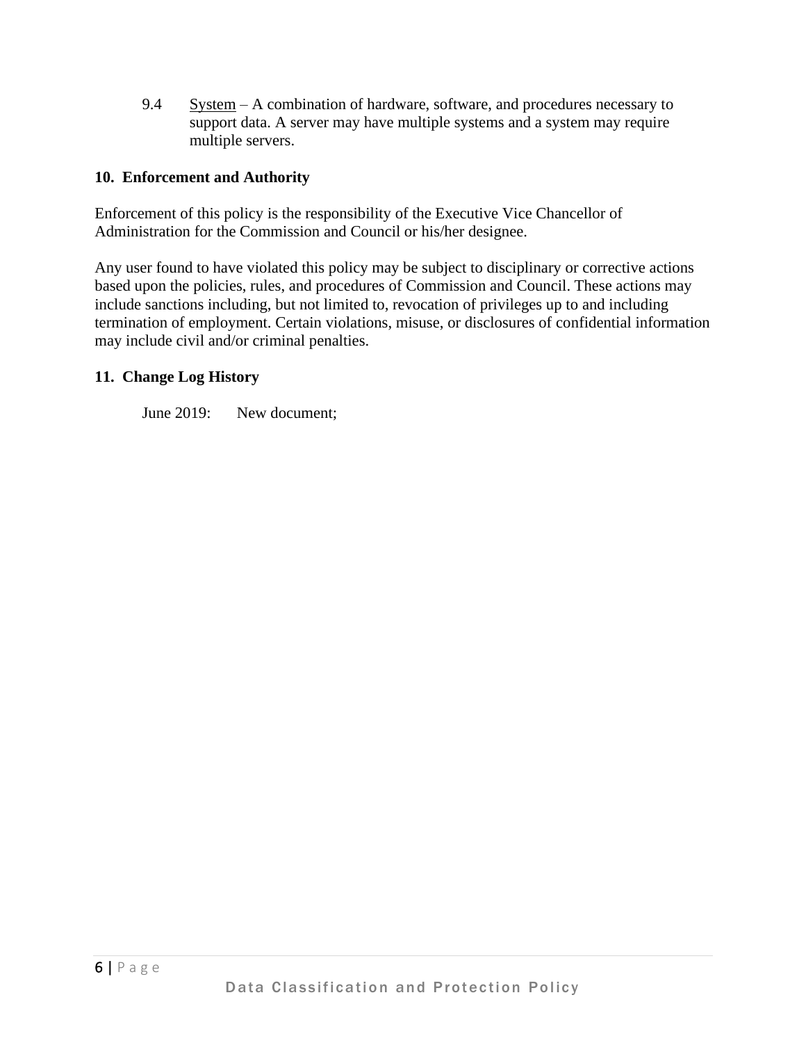9.4 System – A combination of hardware, software, and procedures necessary to support data. A server may have multiple systems and a system may require multiple servers.

## 10. Enforcement and Authority

Enforcement of this policy is the responsibility of the Executive Vice Chancellor of Administration for the Commission and Council or his/her designee.

Any user found to have violated this policy may be subject to disciplinary or corrective actions based upon the policies, rules, and procedures of Commission and Council. These actions may include sanctions including, but not limited to, revocation of privileges up to and including termination of employment. Certain violations, misuse, or disclosures of confidential information may include civil and/or criminal penalties.

## 11. Change Log History

June 2019: New document;